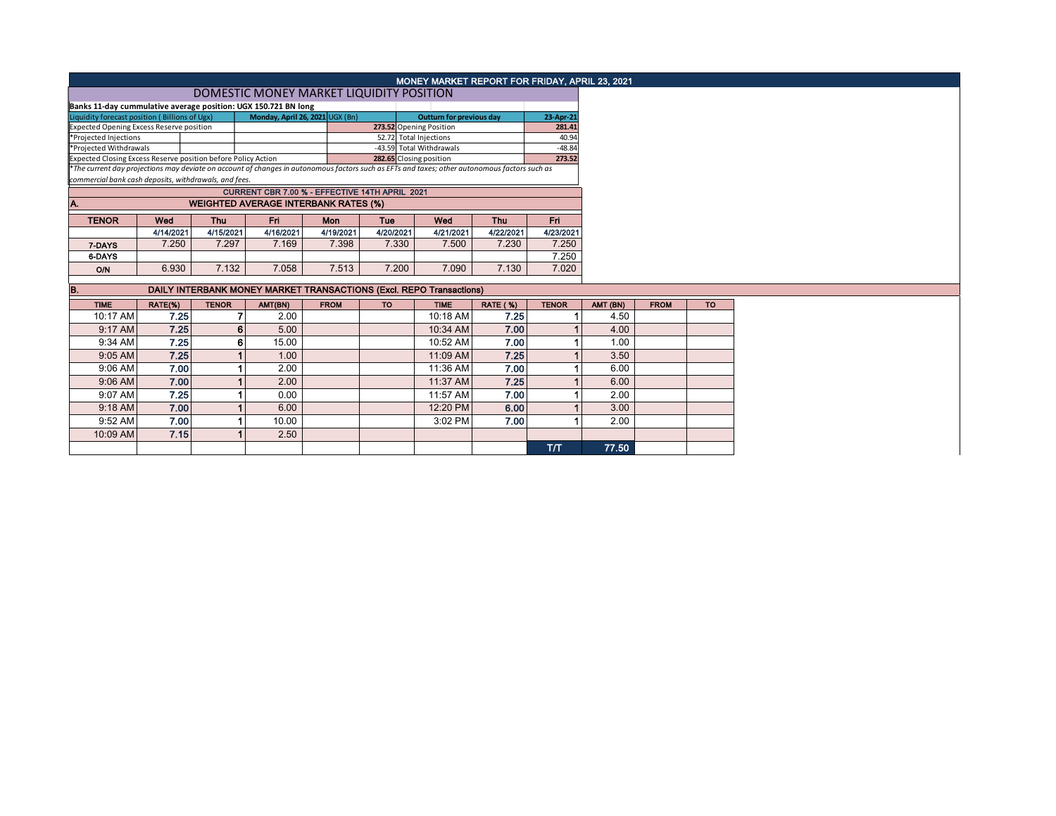# MONEY MARKET REPORT FOR FRIDAY, APRIL 23, 2021

## DOMESTIC MONEY MARKET LIQUIDITY POSITION

**Banks 11-day cummulative average position: UGX 150.721 BN long**

| Liquidity forecast position ( Billions of Ugx) | Monday, April 26, 2021 UGX (Bn) | Outturn for previous day | 23-Apr-21 |
|---|---|---|---|
| Expected Opening Excess Reserve position | 273.52 | Opening Position | 281.41 |
| *Projected Injections | 52.72 | Total Injections | 40.94 |
| *Projected Withdrawals | -43.59 | Total Withdrawals | -48.84 |
| Expected Closing Excess Reserve position before Policy Action | 282.65 | Closing position | 273.52 |

*The current day projections may deviate on account of changes in autonomous factors such as EFTs and taxes; other autonomous factors such as commercial bank cash deposits, withdrawals, and fees.*

**CURRENT CBR 7.00 % - EFFECTIVE 14TH APRIL 2021**

### A. WEIGHTED AVERAGE INTERBANK RATES (%)

| TENOR | Wed | Thu | Fri | Mon | Tue | Wed | Thu | Fri |
|---|---|---|---|---|---|---|---|---|
| | 4/14/2021 | 4/15/2021 | 4/16/2021 | 4/19/2021 | 4/20/2021 | 4/21/2021 | 4/22/2021 | 4/23/2021 |
| 7-DAYS | 7.250 | 7.297 | 7.169 | 7.398 | 7.330 | 7.500 | 7.230 | 7.250 |
| 6-DAYS | | | | | | | | 7.250 |
| O/N | 6.930 | 7.132 | 7.058 | 7.513 | 7.200 | 7.090 | 7.130 | 7.020 |

### B. DAILY INTERBANK MONEY MARKET TRANSACTIONS (Excl. REPO Transactions)

| TIME | RATE(%) | TENOR | AMT(BN) | FROM | TO | TIME | RATE ( %) | TENOR | AMT (BN) | FROM | TO |
|---|---|---|---|---|---|---|---|---|---|---|---|
| 10:17 AM | 7.25 | 7 | 2.00 | | | 10:18 AM | 7.25 | 1 | 4.50 | | |
| 9:17 AM | 7.25 | 6 | 5.00 | | | 10:34 AM | 7.00 | 1 | 4.00 | | |
| 9:34 AM | 7.25 | 6 | 15.00 | | | 10:52 AM | 7.00 | 1 | 1.00 | | |
| 9:05 AM | 7.25 | 1 | 1.00 | | | 11:09 AM | 7.25 | 1 | 3.50 | | |
| 9:06 AM | 7.00 | 1 | 2.00 | | | 11:36 AM | 7.00 | 1 | 6.00 | | |
| 9:06 AM | 7.00 | 1 | 2.00 | | | 11:37 AM | 7.25 | 1 | 6.00 | | |
| 9:07 AM | 7.25 | 1 | 0.00 | | | 11:57 AM | 7.00 | 1 | 2.00 | | |
| 9:18 AM | 7.00 | 1 | 6.00 | | | 12:20 PM | 6.00 | 1 | 3.00 | | |
| 9:52 AM | 7.00 | 1 | 10.00 | | | 3:02 PM | 7.00 | 1 | 2.00 | | |
| 10:09 AM | 7.15 | 1 | 2.50 | | | | | | | | |
| | | | | | | | | T/T | 77.50 | | |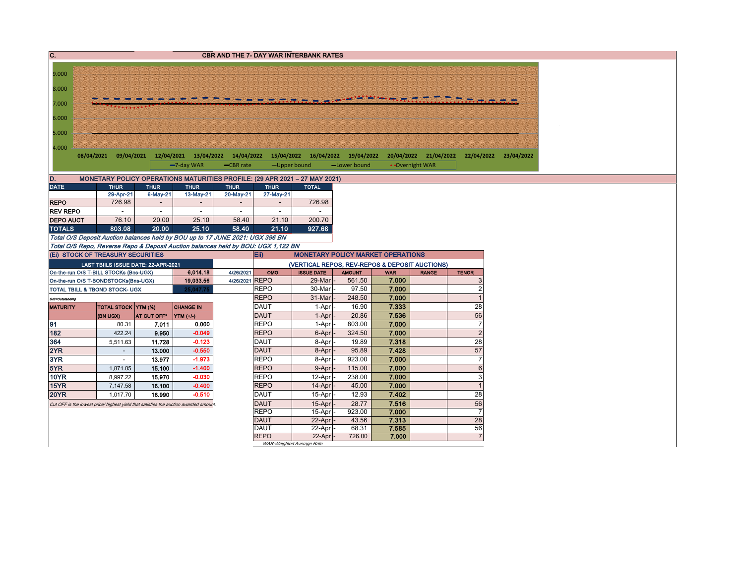## C. CBR AND THE 7- DAY WAR INTERBANK RATES

9.000
8.000
7.000
6.000
5.000
4.000

08/04/2021 09/04/2021 12/04/2021 13/04/2022 14/04/2022 15/04/2022 16/04/2022 19/04/2022 20/04/2022 21/04/2022 22/04/2022 23/04/2022

7-day WAR — CBR rate — Upper bound — Lower bound • Overnight WAR

## D. MONETARY POLICY OPERATIONS MATURITIES PROFILE: (29 APR 2021 – 27 MAY 2021)

| DATE | THUR | THUR | THUR | THUR | THUR | TOTAL |
|---|---|---|---|---|---|---|
| | 29-Apr-21 | 6-May-21 | 13-May-21 | 20-May-21 | 27-May-21 | |
| REPO | 726.98 | - | - | - | - | 726.98 |
| REV REPO | - | - | - | - | - | - |
| DEPO AUCT | 76.10 | 20.00 | 25.10 | 58.40 | 21.10 | 200.70 |
| TOTALS | 803.08 | 20.00 | 25.10 | 58.40 | 21.10 | 927.68 |

*Total O/S Deposit Auction balances held by BOU up to 17 JUNE 2021: UGX 396 BN*

*Total O/S Repo, Reverse Repo & Deposit Auction balances held by BOU: UGX 1,122 BN*

### (Ei) STOCK OF TREASURY SECURITIES

| LAST TBIILS ISSUE DATE: 22-APR-2021 | | |
|---|---|---|
| On-the-run O/S T-BILL STOCKs (Bns-UGX) | 6,014.18 | 4/26/2021 |
| On-the-run O/S T-BONDSTOCKs(Bns-UGX) | 19,033.56 | 4/26/2021 |
| TOTAL TBILL & TBOND STOCK- UGX | 25,047.75 | |

O/S=Outstanding

| MATURITY | TOTAL STOCK (BN UGX) | YTM (%) AT CUT OFF* | CHANGE IN YTM (+/-) |
|---|---|---|---|
| 91 | 80.31 | 7.011 | 0.000 |
| 182 | 422.24 | 9.950 | -0.049 |
| 364 | 5,511.63 | 11.728 | -0.123 |
| 2YR | - | 13.000 | -0.550 |
| 3YR | - | 13.977 | -1.973 |
| 5YR | 1,871.05 | 15.100 | -1.400 |
| 10YR | 8,997.22 | 15.970 | -0.030 |
| 15YR | 7,147.58 | 16.100 | -0.400 |
| 20YR | 1,017.70 | 16.990 | -0.510 |

*Cut OFF is the lowest price/ highest yield that satisfies the auction awarded amount.*

### Eii) MONETARY POLICY MARKET OPERATIONS

(VERTICAL REPOS, REV-REPOS & DEPOSIT AUCTIONS)

| OMO | ISSUE DATE | AMOUNT | WAR | RANGE | TENOR |
|---|---|---|---|---|---|
| REPO | 29-Mar | 561.50 | 7.000 | | 3 |
| REPO | 30-Mar | 97.50 | 7.000 | | 2 |
| REPO | 31-Mar | 248.50 | 7.000 | | 1 |
| DAUT | 1-Apr | 16.90 | 7.333 | | 28 |
| DAUT | 1-Apr | 20.86 | 7.536 | | 56 |
| REPO | 1-Apr | 803.00 | 7.000 | | 7 |
| REPO | 6-Apr | 324.50 | 7.000 | | 2 |
| DAUT | 8-Apr | 19.89 | 7.318 | | 28 |
| DAUT | 8-Apr | 95.89 | 7.428 | | 57 |
| REPO | 8-Apr | 923.00 | 7.000 | | 7 |
| REPO | 9-Apr | 115.00 | 7.000 | | 6 |
| REPO | 12-Apr | 238.00 | 7.000 | | 3 |
| REPO | 14-Apr | 45.00 | 7.000 | | 1 |
| DAUT | 15-Apr | 12.93 | 7.402 | | 28 |
| DAUT | 15-Apr | 28.77 | 7.516 | | 56 |
| REPO | 15-Apr | 923.00 | 7.000 | | 7 |
| DAUT | 22-Apr | 43.56 | 7.313 | | 28 |
| DAUT | 22-Apr | 68.31 | 7.585 | | 56 |
| REPO | 22-Apr | 726.00 | 7.000 | | 7 |

*WAR-Weighted Average Rate*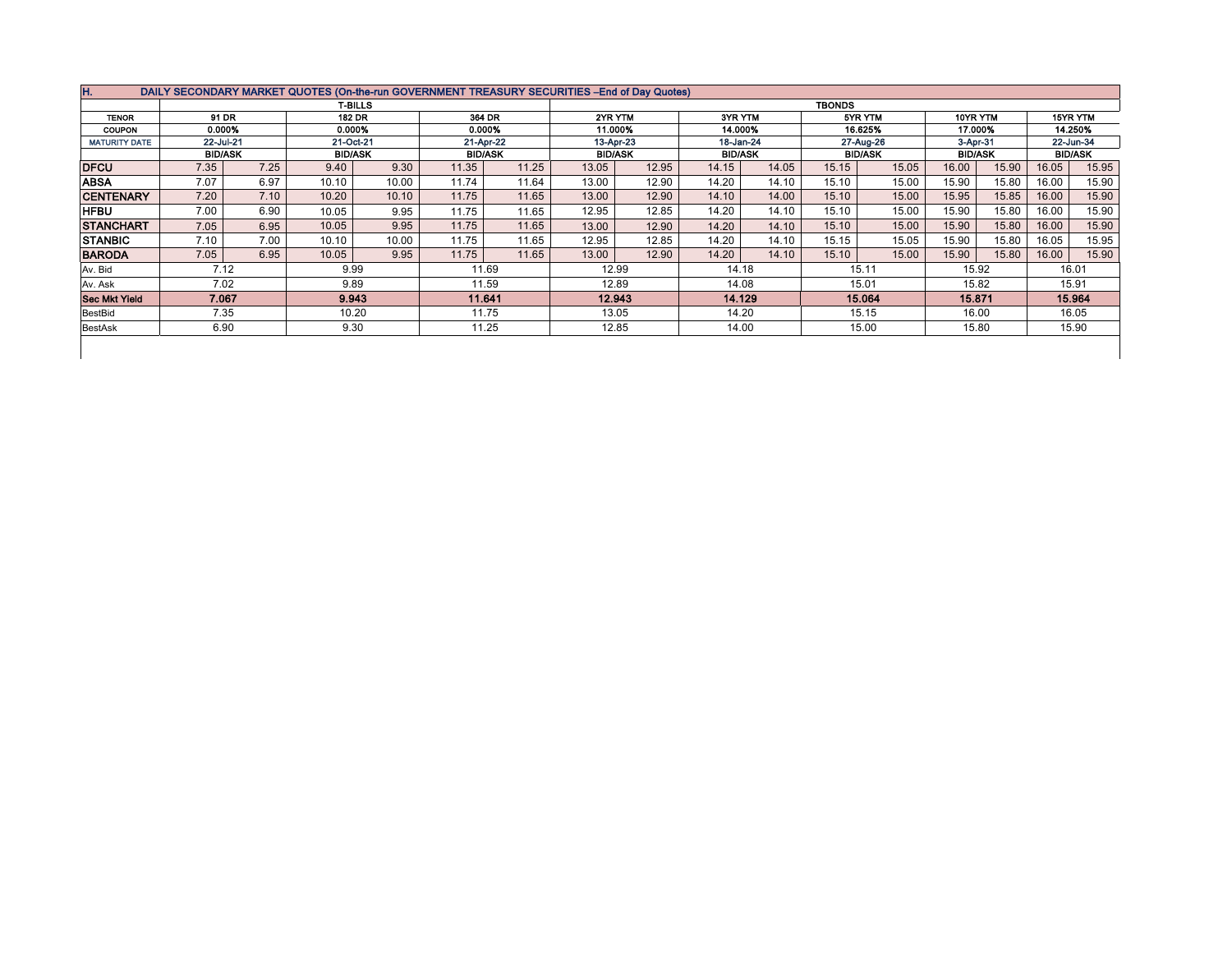H. DAILY SECONDARY MARKET QUOTES (On-the-run GOVERNMENT TREASURY SECURITIES –End of Day Quotes)

| | T-BILLS | | | | | | TBONDS | | | | | | | | | |
|---|---|---|---|---|---|---|---|---|---|---|---|---|---|---|---|---|
| TENOR | 91 DR | | 182 DR | | 364 DR | | 2YR YTM | | 3YR YTM | | 5YR YTM | | 10YR YTM | | 15YR YTM | |
| COUPON | 0.000% | | 0.000% | | 0.000% | | 11.000% | | 14.000% | | 16.625% | | 17.000% | | 14.250% | |
| MATURITY DATE | 22-Jul-21 | | 21-Oct-21 | | 21-Apr-22 | | 13-Apr-23 | | 18-Jan-24 | | 27-Aug-26 | | 3-Apr-31 | | 22-Jun-34 | |
| | BID/ASK | | BID/ASK | | BID/ASK | | BID/ASK | | BID/ASK | | BID/ASK | | BID/ASK | | BID/ASK | |
| DFCU | 7.35 | 7.25 | 9.40 | 9.30 | 11.35 | 11.25 | 13.05 | 12.95 | 14.15 | 14.05 | 15.15 | 15.05 | 16.00 | 15.90 | 16.05 | 15.95 |
| ABSA | 7.07 | 6.97 | 10.10 | 10.00 | 11.74 | 11.64 | 13.00 | 12.90 | 14.20 | 14.10 | 15.10 | 15.00 | 15.90 | 15.80 | 16.00 | 15.90 |
| CENTENARY | 7.20 | 7.10 | 10.20 | 10.10 | 11.75 | 11.65 | 13.00 | 12.90 | 14.10 | 14.00 | 15.10 | 15.00 | 15.95 | 15.85 | 16.00 | 15.90 |
| HFBU | 7.00 | 6.90 | 10.05 | 9.95 | 11.75 | 11.65 | 12.95 | 12.85 | 14.20 | 14.10 | 15.10 | 15.00 | 15.90 | 15.80 | 16.00 | 15.90 |
| STANCHART | 7.05 | 6.95 | 10.05 | 9.95 | 11.75 | 11.65 | 13.00 | 12.90 | 14.20 | 14.10 | 15.10 | 15.00 | 15.90 | 15.80 | 16.00 | 15.90 |
| STANBIC | 7.10 | 7.00 | 10.10 | 10.00 | 11.75 | 11.65 | 12.95 | 12.85 | 14.20 | 14.10 | 15.15 | 15.05 | 15.90 | 15.80 | 16.05 | 15.95 |
| BARODA | 7.05 | 6.95 | 10.05 | 9.95 | 11.75 | 11.65 | 13.00 | 12.90 | 14.20 | 14.10 | 15.10 | 15.00 | 15.90 | 15.80 | 16.00 | 15.90 |
| Av. Bid | 7.12 | | 9.99 | | 11.69 | | 12.99 | | 14.18 | | 15.11 | | 15.92 | | 16.01 | |
| Av. Ask | 7.02 | | 9.89 | | 11.59 | | 12.89 | | 14.08 | | 15.01 | | 15.82 | | 15.91 | |
| Sec Mkt Yield | 7.067 | | 9.943 | | 11.641 | | 12.943 | | 14.129 | | 15.064 | | 15.871 | | 15.964 | |
| BestBid | 7.35 | | 10.20 | | 11.75 | | 13.05 | | 14.20 | | 15.15 | | 16.00 | | 16.05 | |
| BestAsk | 6.90 | | 9.30 | | 11.25 | | 12.85 | | 14.00 | | 15.00 | | 15.80 | | 15.90 | |